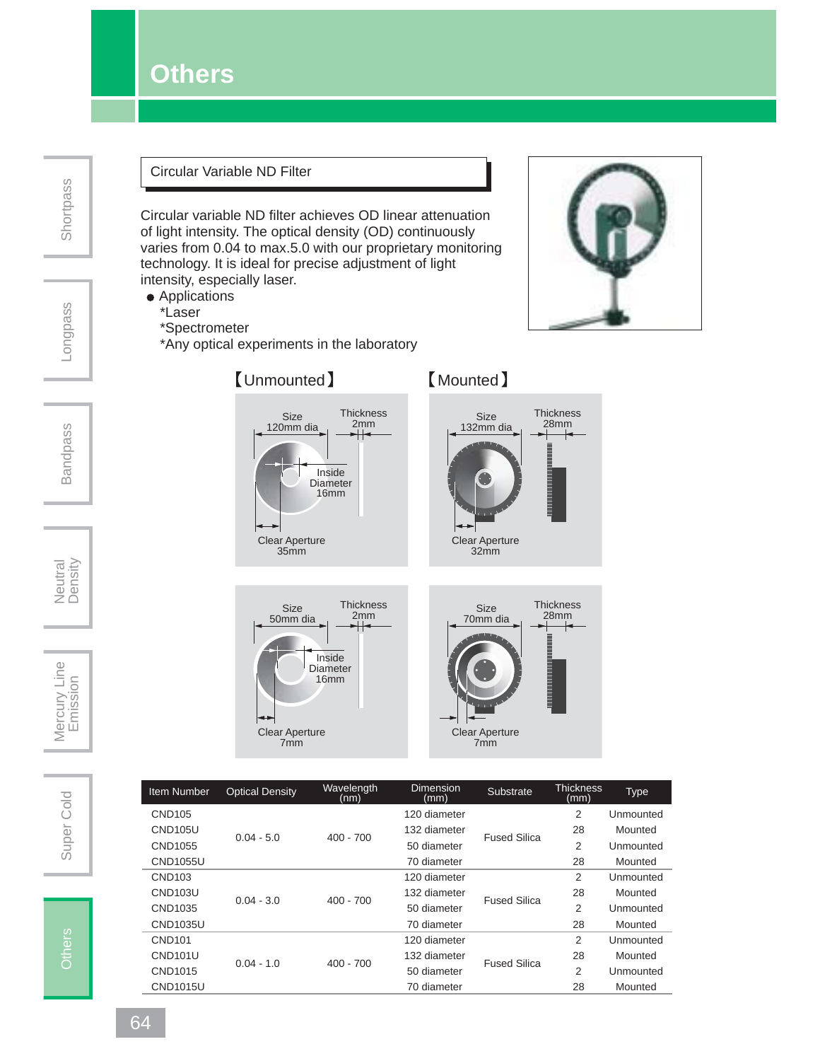# Others

## Circular Variable ND Filter

Circular variable ND filter achieves OD linear attenuation of light intensity. The optical density (OD) continuously varies from 0.04 to max.5.0 with our proprietary monitoring technology. It is ideal for precise adjustment of light intensity, especially laser.

- Applications
  - *Laser
  - *Spectrometer
  - *Any optical experiments in the laboratory

【Unmounted】

Size 120mm dia, Thickness 2mm, Inside Diameter 16mm, Clear Aperture 35mm

Size 50mm dia, Thickness 2mm, Inside Diameter 16mm, Clear Aperture 7mm

【Mounted】

Size 132mm dia, Thickness 28mm, Clear Aperture 32mm

Size 70mm dia, Thickness 28mm, Clear Aperture 7mm

| Item Number | Optical Density | Wavelength (nm) | Dimension (mm) | Substrate | Thickness (mm) | Type |
|---|---|---|---|---|---|---|
| CND105 | 0.04 - 5.0 | 400 - 700 | 120 diameter | Fused Silica | 2 | Unmounted |
| CND105U | | | 132 diameter | | 28 | Mounted |
| CND1055 | | | 50 diameter | | 2 | Unmounted |
| CND1055U | | | 70 diameter | | 28 | Mounted |
| CND103 | 0.04 - 3.0 | 400 - 700 | 120 diameter | Fused Silica | 2 | Unmounted |
| CND103U | | | 132 diameter | | 28 | Mounted |
| CND1035 | | | 50 diameter | | 2 | Unmounted |
| CND1035U | | | 70 diameter | | 28 | Mounted |
| CND101 | 0.04 - 1.0 | 400 - 700 | 120 diameter | Fused Silica | 2 | Unmounted |
| CND101U | | | 132 diameter | | 28 | Mounted |
| CND1015 | | | 50 diameter | | 2 | Unmounted |
| CND1015U | | | 70 diameter | | 28 | Mounted |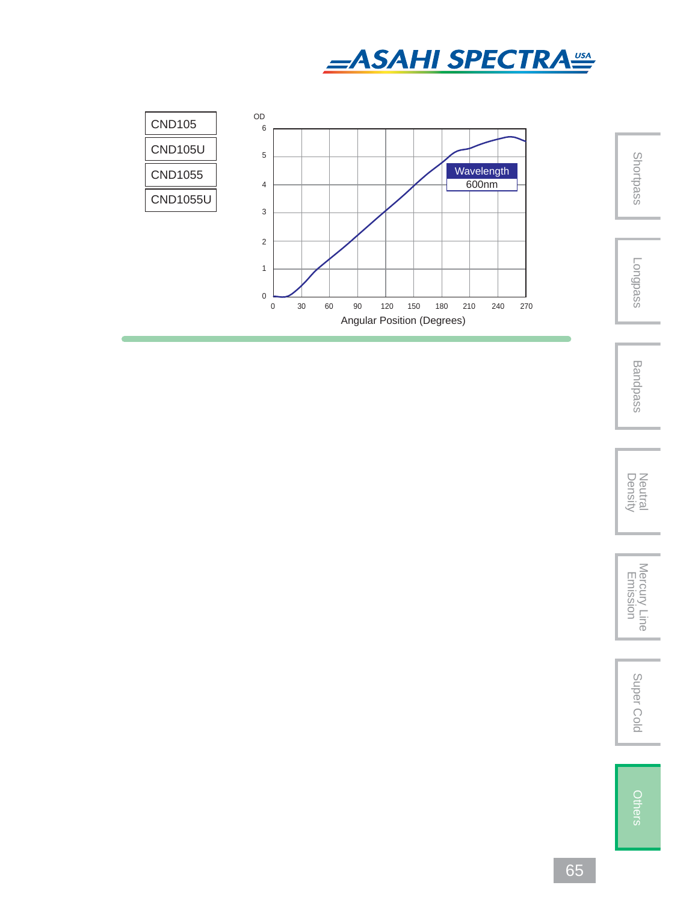| CND105 |
|---|
| CND105U |
| CND1055 |
| CND1055U |

OD

6
5
4
3
2
1
0

0 30 60 90 120 150 180 210 240 270

Angular Position (Degrees)

Wavelength
600nm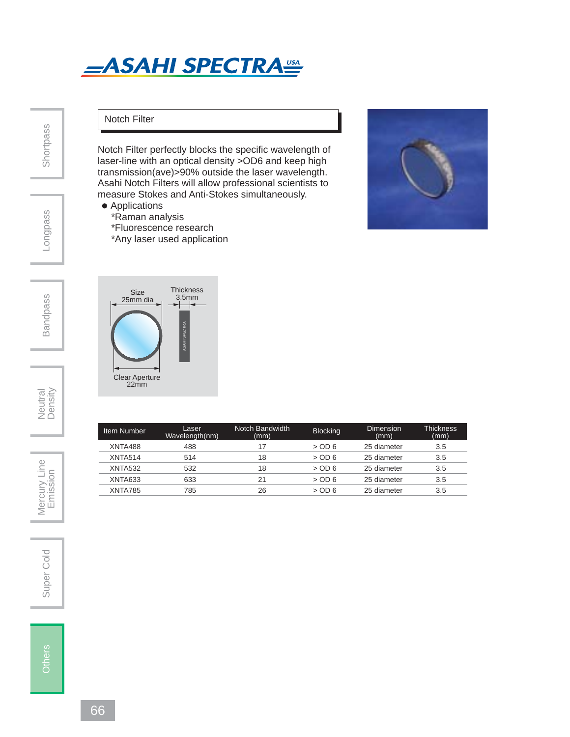# Notch Filter

Notch Filter perfectly blocks the specific wavelength of laser-line with an optical density >OD6 and keep high transmission(ave)>90% outside the laser wavelength. Asahi Notch Filters will allow professional scientists to measure Stokes and Anti-Stokes simultaneously.

- Applications
  - *Raman analysis
  - *Fluorescence research
  - *Any laser used application

Size 25mm dia

Thickness 3.5mm

Clear Aperture 22mm

| Item Number | Laser Wavelength(nm) | Notch Bandwidth (mm) | Blocking | Dimension (mm) | Thickness (mm) |
|---|---|---|---|---|---|
| XNTA488 | 488 | 17 | > OD 6 | 25 diameter | 3.5 |
| XNTA514 | 514 | 18 | > OD 6 | 25 diameter | 3.5 |
| XNTA532 | 532 | 18 | > OD 6 | 25 diameter | 3.5 |
| XNTA633 | 633 | 21 | > OD 6 | 25 diameter | 3.5 |
| XNTA785 | 785 | 26 | > OD 6 | 25 diameter | 3.5 |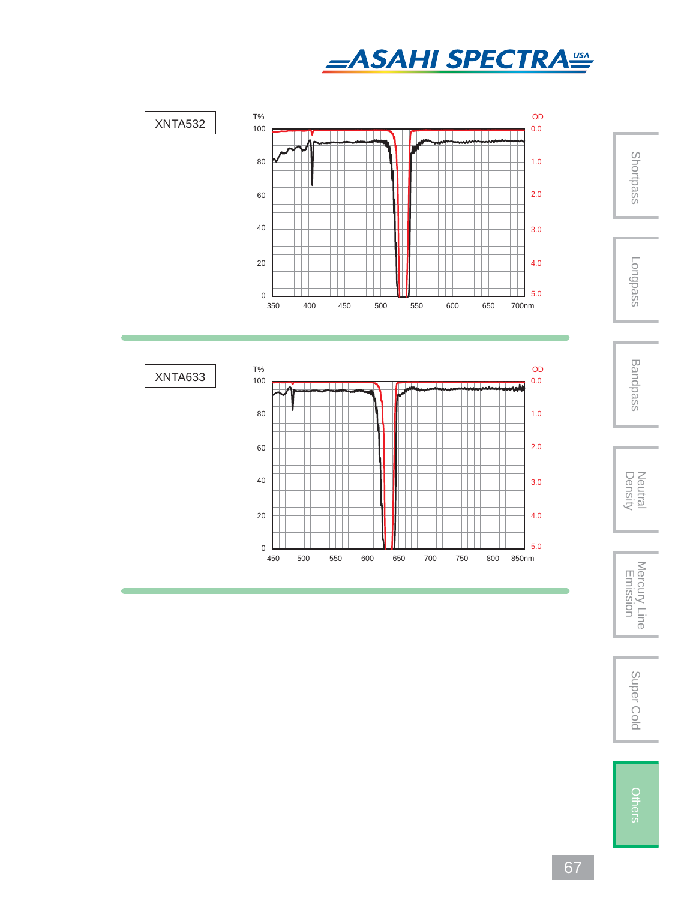XNTA532

T%

| | | | | | | | |
|---|---|---|---|---|---|---|---|
| 100 | | | | | | | 0.0 |
| 80 | | | | | | | 1.0 |
| 60 | | | | | | | 2.0 |
| 40 | | | | | | | 3.0 |
| 20 | | | | | | | 4.0 |
| 0 | | | | | | | 5.0 |

350 400 450 500 550 600 650 700nm

OD

XNTA633

T%

| | | | | | | | |
|---|---|---|---|---|---|---|---|
| 100 | | | | | | | 0.0 |
| 80 | | | | | | | 1.0 |
| 60 | | | | | | | 2.0 |
| 40 | | | | | | | 3.0 |
| 20 | | | | | | | 4.0 |
| 0 | | | | | | | 5.0 |

450 500 550 600 650 700 750 800 850nm

OD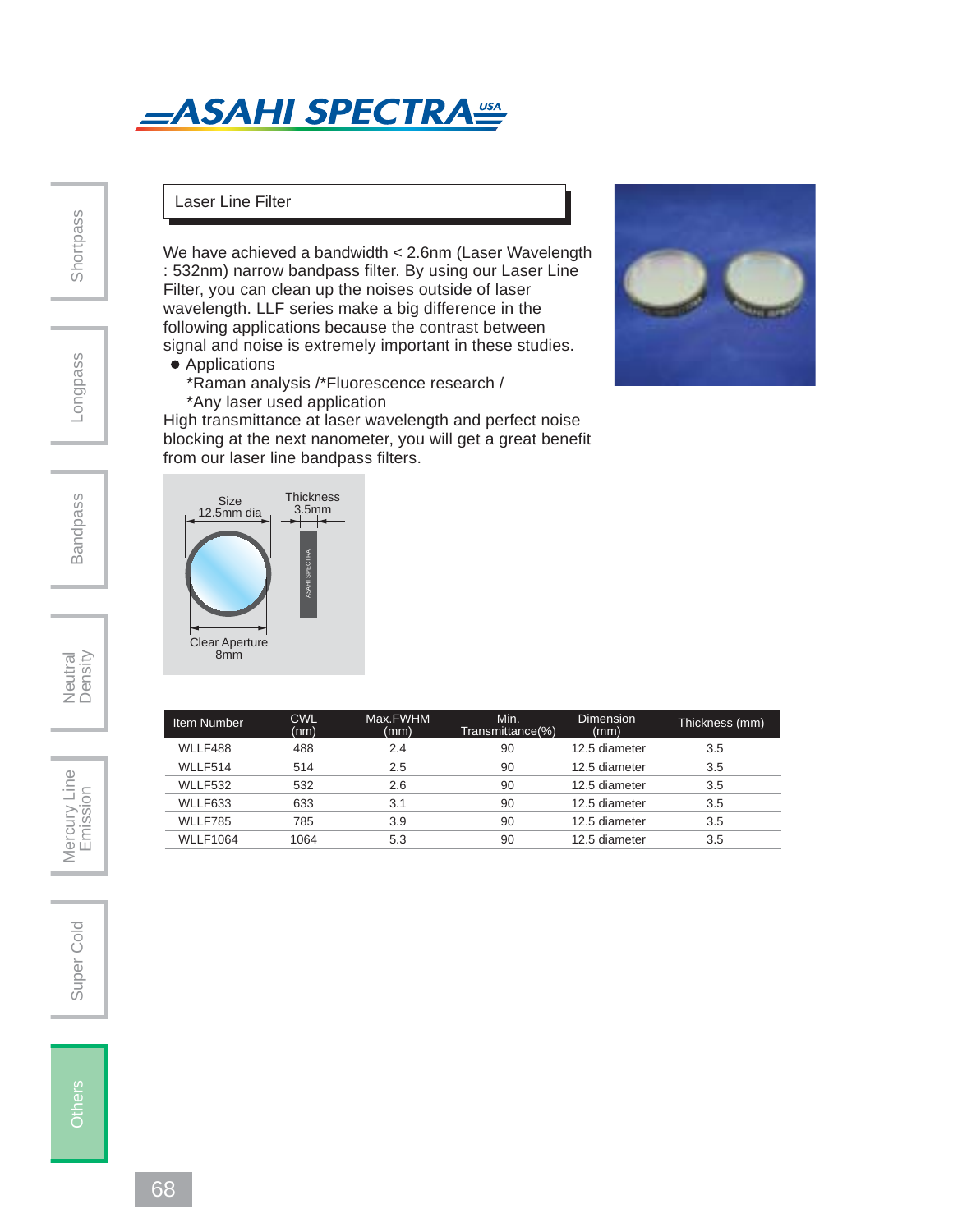## Laser Line Filter

We have achieved a bandwidth < 2.6nm (Laser Wavelength : 532nm) narrow bandpass filter. By using our Laser Line Filter, you can clean up the noises outside of laser wavelength. LLF series make a big difference in the following applications because the contrast between signal and noise is extremely important in these studies.

- Applications
  *Raman analysis /*Fluorescence research /
  *Any laser used application

High transmittance at laser wavelength and perfect noise blocking at the next nanometer, you will get a great benefit from our laser line bandpass filters.

Size 12.5mm dia

Thickness 3.5mm

Clear Aperture 8mm

| Item Number | CWL (nm) | Max.FWHM (mm) | Min. Transmittance(%) | Dimension (mm) | Thickness (mm) |
|---|---|---|---|---|---|
| WLLF488 | 488 | 2.4 | 90 | 12.5 diameter | 3.5 |
| WLLF514 | 514 | 2.5 | 90 | 12.5 diameter | 3.5 |
| WLLF532 | 532 | 2.6 | 90 | 12.5 diameter | 3.5 |
| WLLF633 | 633 | 3.1 | 90 | 12.5 diameter | 3.5 |
| WLLF785 | 785 | 3.9 | 90 | 12.5 diameter | 3.5 |
| WLLF1064 | 1064 | 5.3 | 90 | 12.5 diameter | 3.5 |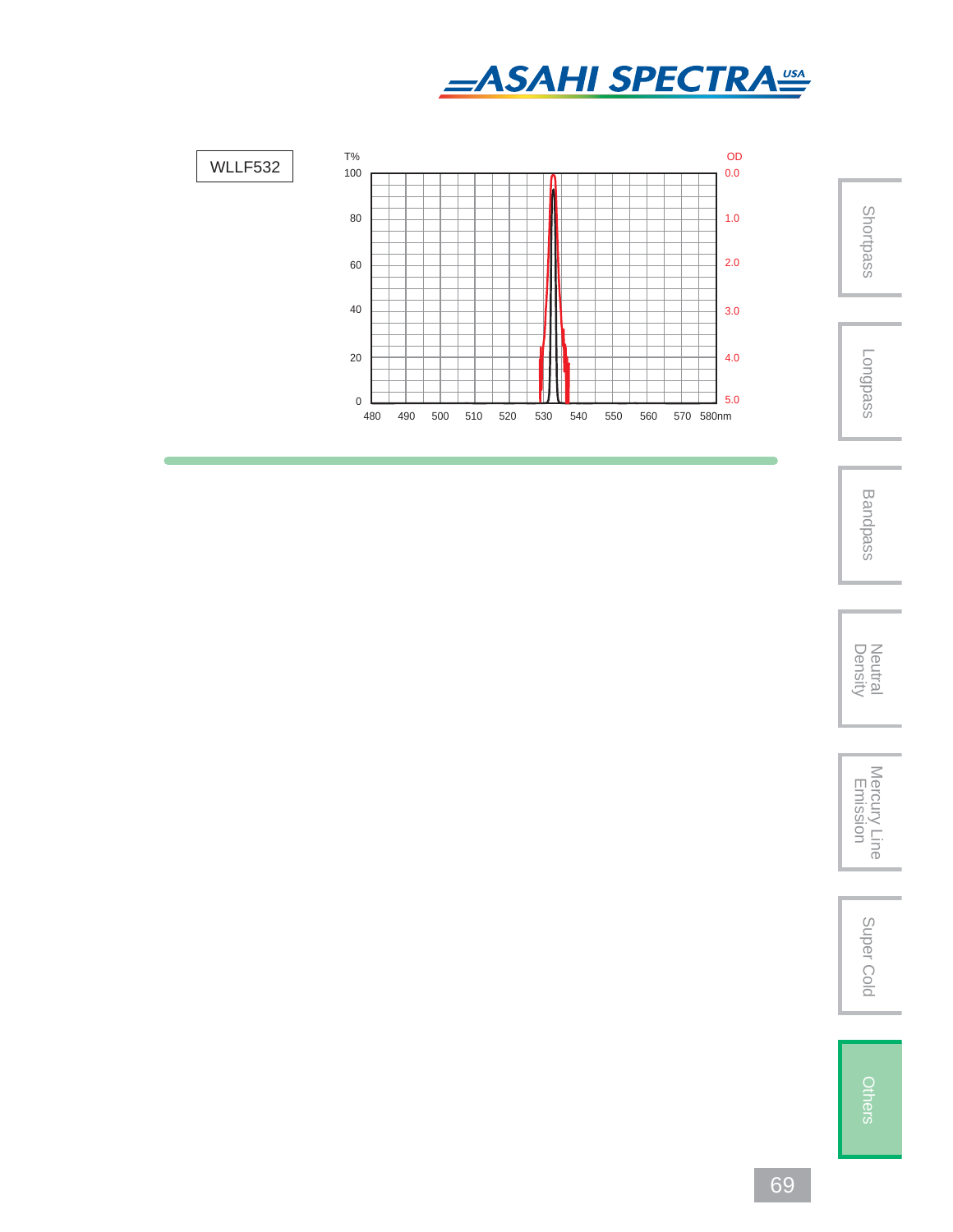WLLF532

T%

100

80

60

40

20

0

OD

0.0

1.0

2.0

3.0

4.0

5.0

480 490 500 510 520 530 540 550 560 570 580nm

Shortpass

Longpass

Bandpass

Neutral Density

Mercury Line Emission

Super Cold

Others